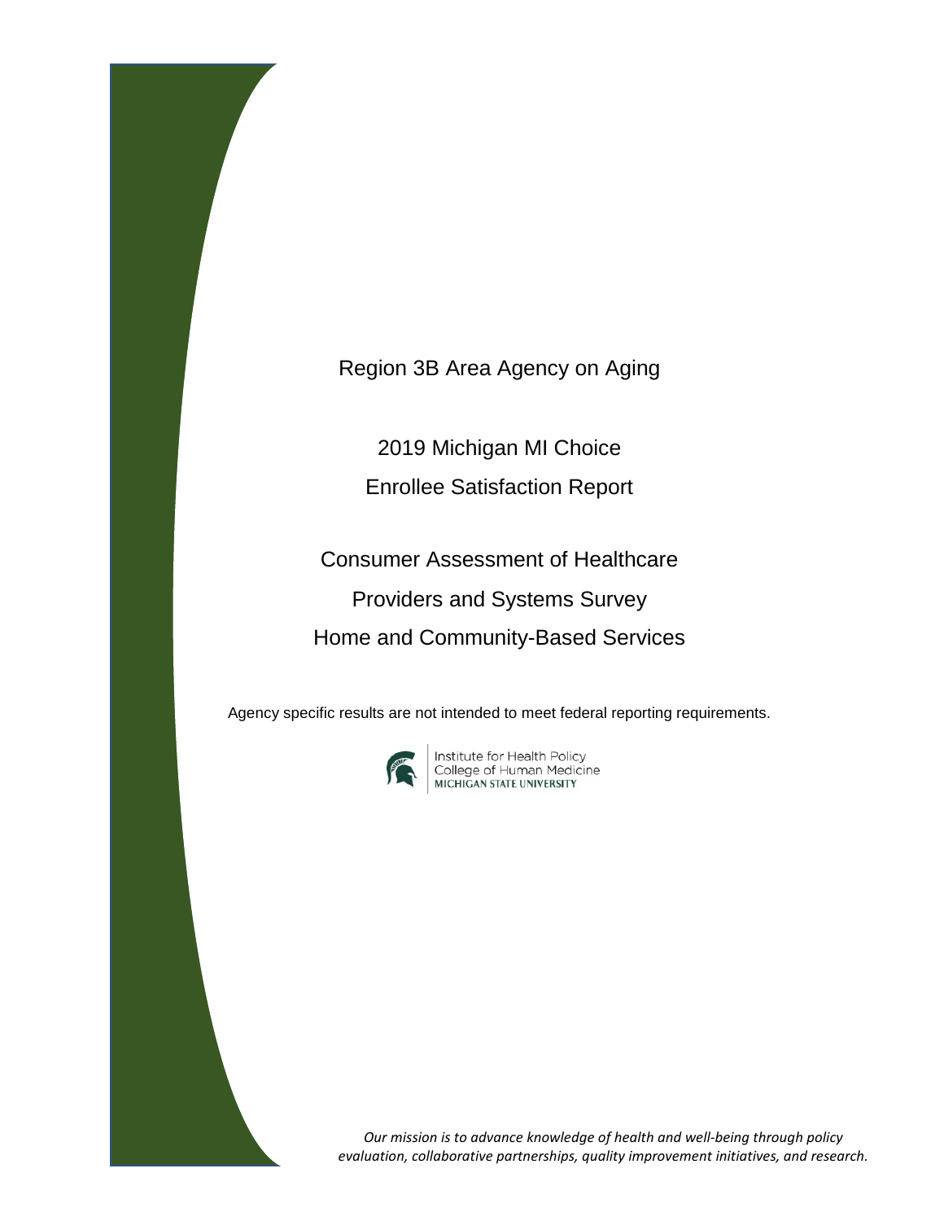# Region 3B Area Agency on Aging

## 2019 Michigan MI Choice Enrollee Satisfaction Report

## Consumer Assessment of Healthcare Providers and Systems Survey Home and Community-Based Services

Agency specific results are not intended to meet federal reporting requirements.

Institute for Health Policy
College of Human Medicine
MICHIGAN STATE UNIVERSITY

*Our mission is to advance knowledge of health and well-being through policy evaluation, collaborative partnerships, quality improvement initiatives, and research.*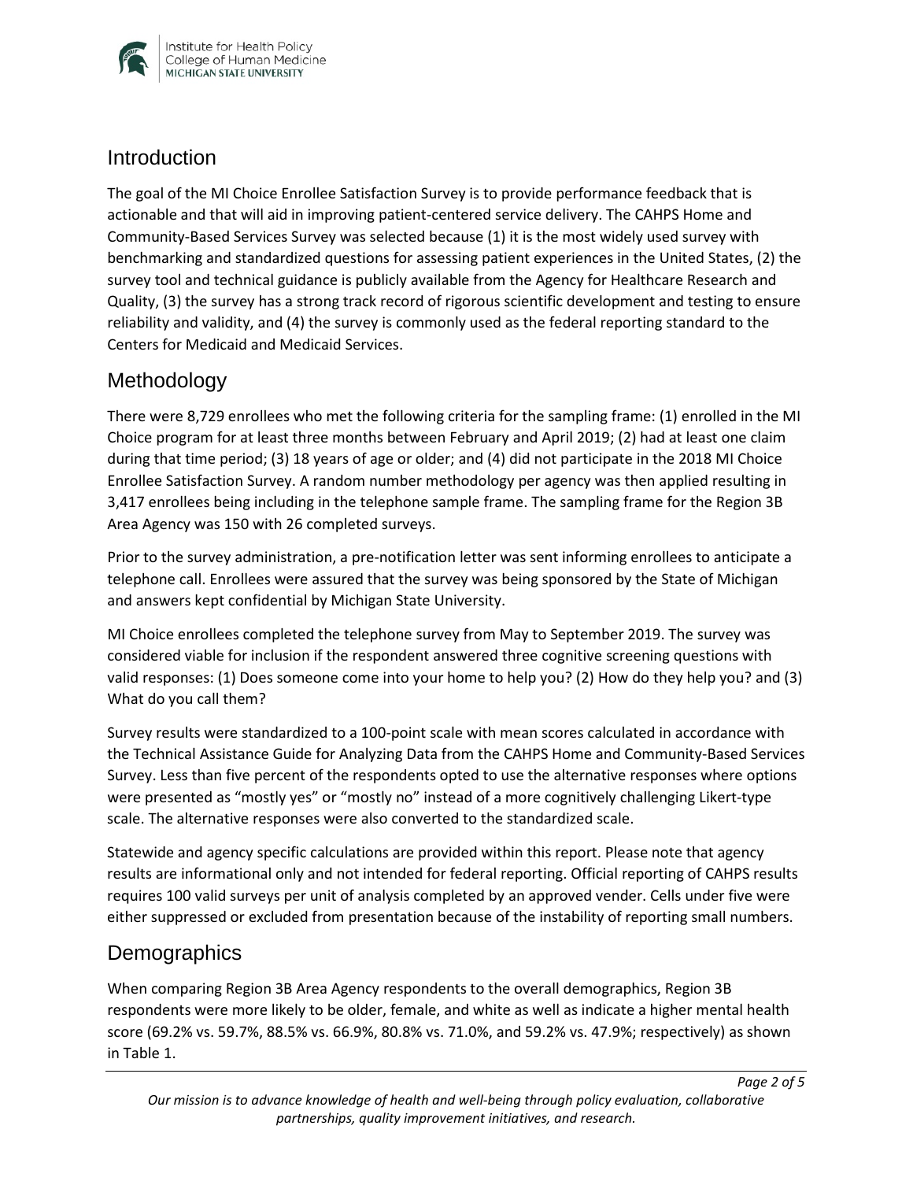## Introduction

The goal of the MI Choice Enrollee Satisfaction Survey is to provide performance feedback that is actionable and that will aid in improving patient-centered service delivery. The CAHPS Home and Community-Based Services Survey was selected because (1) it is the most widely used survey with benchmarking and standardized questions for assessing patient experiences in the United States, (2) the survey tool and technical guidance is publicly available from the Agency for Healthcare Research and Quality, (3) the survey has a strong track record of rigorous scientific development and testing to ensure reliability and validity, and (4) the survey is commonly used as the federal reporting standard to the Centers for Medicaid and Medicaid Services.

## Methodology

There were 8,729 enrollees who met the following criteria for the sampling frame: (1) enrolled in the MI Choice program for at least three months between February and April 2019; (2) had at least one claim during that time period; (3) 18 years of age or older; and (4) did not participate in the 2018 MI Choice Enrollee Satisfaction Survey. A random number methodology per agency was then applied resulting in 3,417 enrollees being including in the telephone sample frame. The sampling frame for the Region 3B Area Agency was 150 with 26 completed surveys.

Prior to the survey administration, a pre-notification letter was sent informing enrollees to anticipate a telephone call. Enrollees were assured that the survey was being sponsored by the State of Michigan and answers kept confidential by Michigan State University.

MI Choice enrollees completed the telephone survey from May to September 2019. The survey was considered viable for inclusion if the respondent answered three cognitive screening questions with valid responses: (1) Does someone come into your home to help you? (2) How do they help you? and (3) What do you call them?

Survey results were standardized to a 100-point scale with mean scores calculated in accordance with the Technical Assistance Guide for Analyzing Data from the CAHPS Home and Community-Based Services Survey. Less than five percent of the respondents opted to use the alternative responses where options were presented as "mostly yes" or "mostly no" instead of a more cognitively challenging Likert-type scale. The alternative responses were also converted to the standardized scale.

Statewide and agency specific calculations are provided within this report. Please note that agency results are informational only and not intended for federal reporting. Official reporting of CAHPS results requires 100 valid surveys per unit of analysis completed by an approved vender. Cells under five were either suppressed or excluded from presentation because of the instability of reporting small numbers.

## Demographics

When comparing Region 3B Area Agency respondents to the overall demographics, Region 3B respondents were more likely to be older, female, and white as well as indicate a higher mental health score (69.2% vs. 59.7%, 88.5% vs. 66.9%, 80.8% vs. 71.0%, and 59.2% vs. 47.9%; respectively) as shown in Table 1.

*Our mission is to advance knowledge of health and well-being through policy evaluation, collaborative partnerships, quality improvement initiatives, and research.*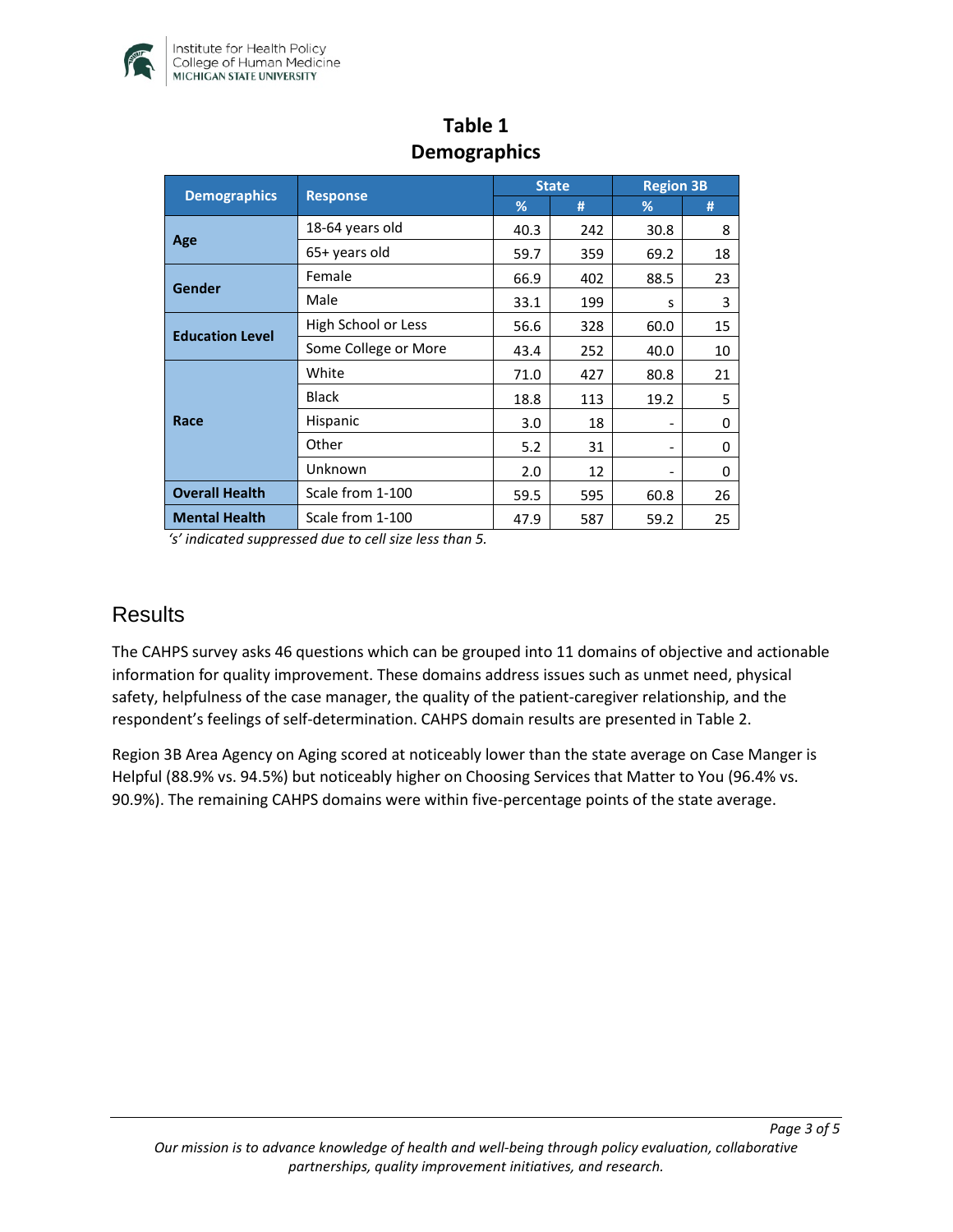## Table 1
## Demographics

| Demographics | Response | State | | Region 3B | |
|---|---|---|---|---|---|
| | | % | # | % | # |
| **Age** | 18-64 years old | 40.3 | 242 | 30.8 | 8 |
| | 65+ years old | 59.7 | 359 | 69.2 | 18 |
| **Gender** | Female | 66.9 | 402 | 88.5 | 23 |
| | Male | 33.1 | 199 | s | 3 |
| **Education Level** | High School or Less | 56.6 | 328 | 60.0 | 15 |
| | Some College or More | 43.4 | 252 | 40.0 | 10 |
| **Race** | White | 71.0 | 427 | 80.8 | 21 |
| | Black | 18.8 | 113 | 19.2 | 5 |
| | Hispanic | 3.0 | 18 | - | 0 |
| | Other | 5.2 | 31 | - | 0 |
| | Unknown | 2.0 | 12 | - | 0 |
| **Overall Health** | Scale from 1-100 | 59.5 | 595 | 60.8 | 26 |
| **Mental Health** | Scale from 1-100 | 47.9 | 587 | 59.2 | 25 |

*'s' indicated suppressed due to cell size less than 5.*

# Results

The CAHPS survey asks 46 questions which can be grouped into 11 domains of objective and actionable information for quality improvement. These domains address issues such as unmet need, physical safety, helpfulness of the case manager, the quality of the patient-caregiver relationship, and the respondent's feelings of self-determination. CAHPS domain results are presented in Table 2.

Region 3B Area Agency on Aging scored at noticeably lower than the state average on Case Manger is Helpful (88.9% vs. 94.5%) but noticeably higher on Choosing Services that Matter to You (96.4% vs. 90.9%). The remaining CAHPS domains were within five-percentage points of the state average.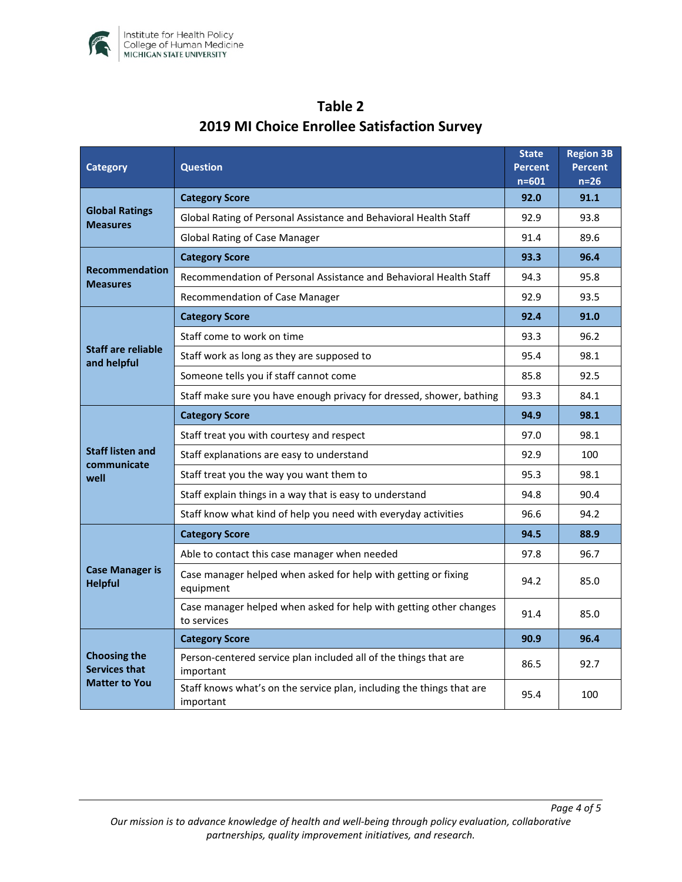## Table 2
## 2019 MI Choice Enrollee Satisfaction Survey

| Category | Question | State Percent n=601 | Region 3B Percent n=26 |
|---|---|---|---|
| **Global Ratings Measures** | **Category Score** | **92.0** | **91.1** |
| | Global Rating of Personal Assistance and Behavioral Health Staff | 92.9 | 93.8 |
| | Global Rating of Case Manager | 91.4 | 89.6 |
| **Recommendation Measures** | **Category Score** | **93.3** | **96.4** |
| | Recommendation of Personal Assistance and Behavioral Health Staff | 94.3 | 95.8 |
| | Recommendation of Case Manager | 92.9 | 93.5 |
| **Staff are reliable and helpful** | **Category Score** | **92.4** | **91.0** |
| | Staff come to work on time | 93.3 | 96.2 |
| | Staff work as long as they are supposed to | 95.4 | 98.1 |
| | Someone tells you if staff cannot come | 85.8 | 92.5 |
| | Staff make sure you have enough privacy for dressed, shower, bathing | 93.3 | 84.1 |
| **Staff listen and communicate well** | **Category Score** | **94.9** | **98.1** |
| | Staff treat you with courtesy and respect | 97.0 | 98.1 |
| | Staff explanations are easy to understand | 92.9 | 100 |
| | Staff treat you the way you want them to | 95.3 | 98.1 |
| | Staff explain things in a way that is easy to understand | 94.8 | 90.4 |
| | Staff know what kind of help you need with everyday activities | 96.6 | 94.2 |
| **Case Manager is Helpful** | **Category Score** | **94.5** | **88.9** |
| | Able to contact this case manager when needed | 97.8 | 96.7 |
| | Case manager helped when asked for help with getting or fixing equipment | 94.2 | 85.0 |
| | Case manager helped when asked for help with getting other changes to services | 91.4 | 85.0 |
| **Choosing the Services that Matter to You** | **Category Score** | **90.9** | **96.4** |
| | Person-centered service plan included all of the things that are important | 86.5 | 92.7 |
| | Staff knows what's on the service plan, including the things that are important | 95.4 | 100 |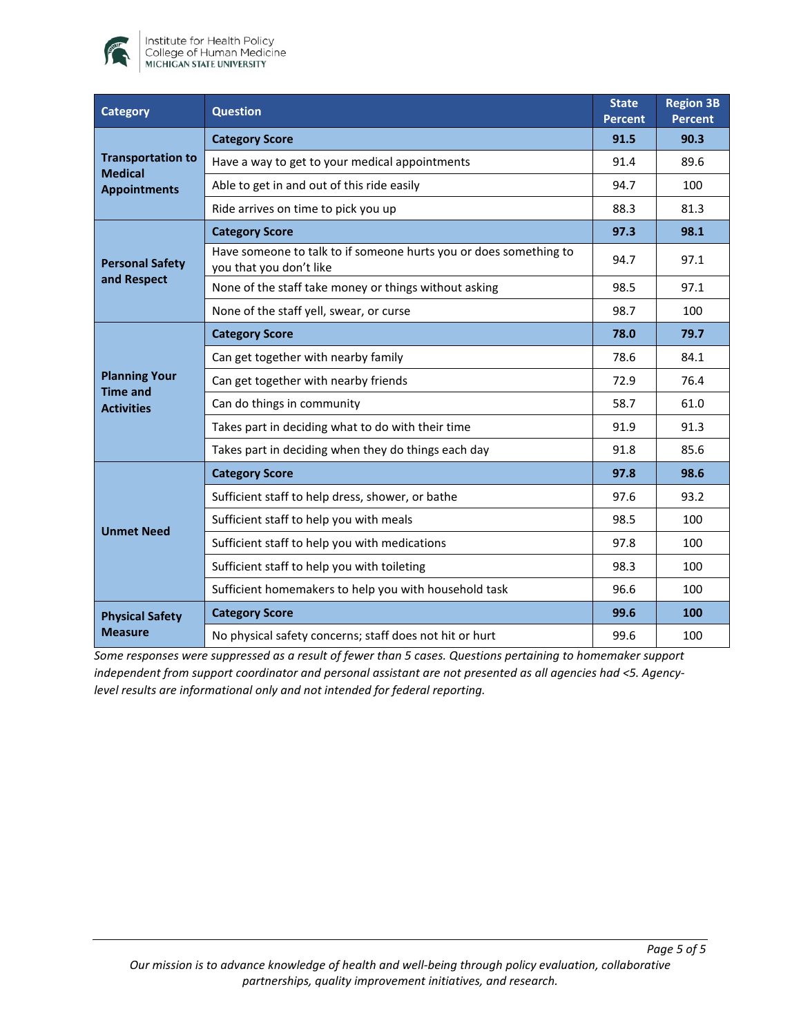| Category | Question | State Percent | Region 3B Percent |
|---|---|---|---|
| Transportation to Medical Appointments | **Category Score** | **91.5** | **90.3** |
| | Have a way to get to your medical appointments | 91.4 | 89.6 |
| | Able to get in and out of this ride easily | 94.7 | 100 |
| | Ride arrives on time to pick you up | 88.3 | 81.3 |
| Personal Safety and Respect | **Category Score** | **97.3** | **98.1** |
| | Have someone to talk to if someone hurts you or does something to you that you don't like | 94.7 | 97.1 |
| | None of the staff take money or things without asking | 98.5 | 97.1 |
| | None of the staff yell, swear, or curse | 98.7 | 100 |
| Planning Your Time and Activities | **Category Score** | **78.0** | **79.7** |
| | Can get together with nearby family | 78.6 | 84.1 |
| | Can get together with nearby friends | 72.9 | 76.4 |
| | Can do things in community | 58.7 | 61.0 |
| | Takes part in deciding what to do with their time | 91.9 | 91.3 |
| | Takes part in deciding when they do things each day | 91.8 | 85.6 |
| Unmet Need | **Category Score** | **97.8** | **98.6** |
| | Sufficient staff to help dress, shower, or bathe | 97.6 | 93.2 |
| | Sufficient staff to help you with meals | 98.5 | 100 |
| | Sufficient staff to help you with medications | 97.8 | 100 |
| | Sufficient staff to help you with toileting | 98.3 | 100 |
| | Sufficient homemakers to help you with household task | 96.6 | 100 |
| Physical Safety Measure | **Category Score** | **99.6** | **100** |
| | No physical safety concerns; staff does not hit or hurt | 99.6 | 100 |

*Some responses were suppressed as a result of fewer than 5 cases. Questions pertaining to homemaker support independent from support coordinator and personal assistant are not presented as all agencies had <5. Agency-level results are informational only and not intended for federal reporting.*